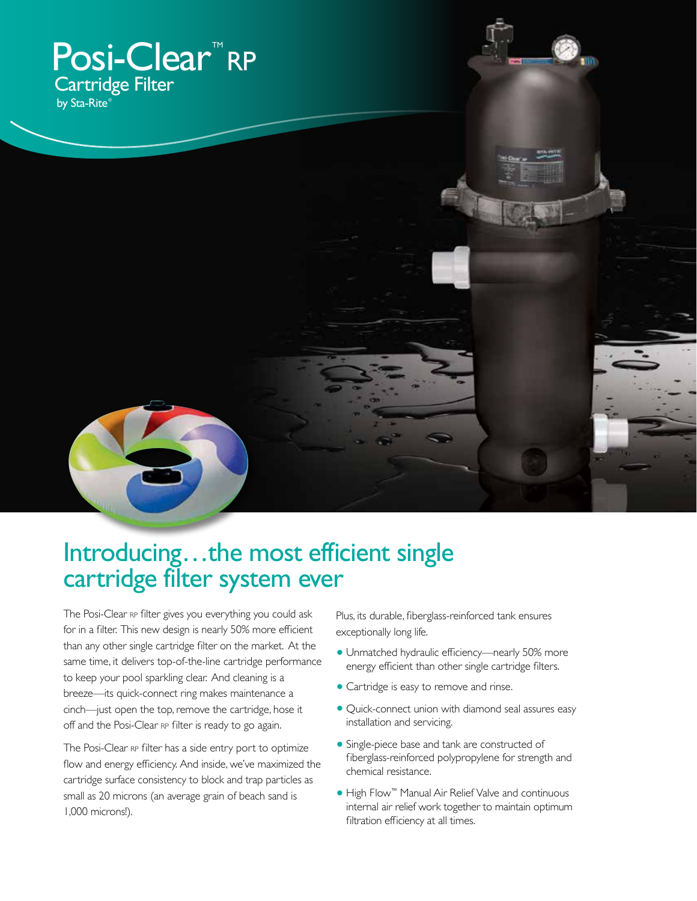# Posi-Clear™ RP
## Cartridge Filter
by Sta-Rite®

## Introducing…the most efficient single cartridge filter system ever

The Posi-Clear RP filter gives you everything you could ask for in a filter. This new design is nearly 50% more efficient than any other single cartridge filter on the market. At the same time, it delivers top-of-the-line cartridge performance to keep your pool sparkling clear. And cleaning is a breeze—its quick-connect ring makes maintenance a cinch—just open the top, remove the cartridge, hose it off and the Posi-Clear RP filter is ready to go again.

The Posi-Clear RP filter has a side entry port to optimize flow and energy efficiency. And inside, we've maximized the cartridge surface consistency to block and trap particles as small as 20 microns (an average grain of beach sand is 1,000 microns!).

Plus, its durable, fiberglass-reinforced tank ensures exceptionally long life.

- Unmatched hydraulic efficiency—nearly 50% more energy efficient than other single cartridge filters.
- Cartridge is easy to remove and rinse.
- Quick-connect union with diamond seal assures easy installation and servicing.
- Single-piece base and tank are constructed of fiberglass-reinforced polypropylene for strength and chemical resistance.
- High Flow™ Manual Air Relief Valve and continuous internal air relief work together to maintain optimum filtration efficiency at all times.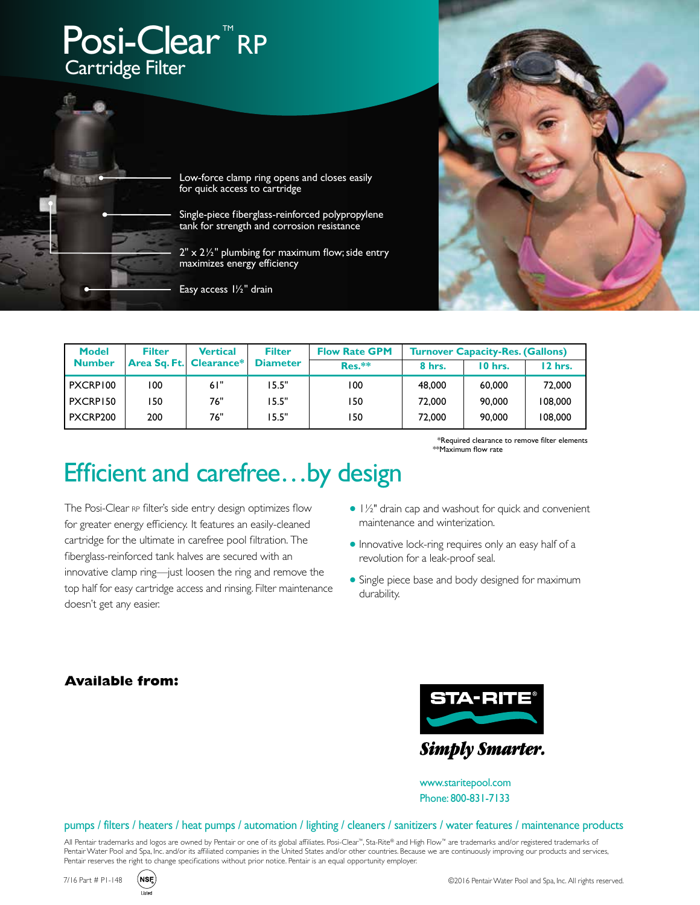# Posi-Clear™ RP
## Cartridge Filter

- Low-force clamp ring opens and closes easily for quick access to cartridge
- Single-piece fiberglass-reinforced polypropylene tank for strength and corrosion resistance
- 2" x 2½" plumbing for maximum flow; side entry maximizes energy efficiency
- Easy access 1½" drain

| Model Number | Filter Area Sq. Ft. | Vertical Clearance* | Filter Diameter | Flow Rate GPM | Turnover Capacity-Res. (Gallons) | | |
|---|---|---|---|---|---|---|---|
| | | | | Res.** | 8 hrs. | 10 hrs. | 12 hrs. |
| PXCRP100 | 100 | 61" | 15.5" | 100 | 48,000 | 60,000 | 72,000 |
| PXCRP150 | 150 | 76" | 15.5" | 150 | 72,000 | 90,000 | 108,000 |
| PXCRP200 | 200 | 76" | 15.5" | 150 | 72,000 | 90,000 | 108,000 |

*Required clearance to remove filter elements
**Maximum flow rate

## Efficient and carefree…by design

The Posi-Clear RP filter's side entry design optimizes flow for greater energy efficiency. It features an easily-cleaned cartridge for the ultimate in carefree pool filtration. The fiberglass-reinforced tank halves are secured with an innovative clamp ring—just loosen the ring and remove the top half for easy cartridge access and rinsing. Filter maintenance doesn't get any easier.

- 1½" drain cap and washout for quick and convenient maintenance and winterization.
- Innovative lock-ring requires only an easy half of a revolution for a leak-proof seal.
- Single piece base and body designed for maximum durability.

**Available from:**

STA-RITE®

*Simply Smarter.*

www.staritepool.com
Phone: 800-831-7133

pumps / filters / heaters / heat pumps / automation / lighting / cleaners / sanitizers / water features / maintenance products

All Pentair trademarks and logos are owned by Pentair or one of its global affiliates. Posi-Clear™, Sta-Rite® and High Flow™ are trademarks and/or registered trademarks of Pentair Water Pool and Spa, Inc. and/or its affiliated companies in the United States and/or other countries. Because we are continuously improving our products and services, Pentair reserves the right to change specifications without prior notice. Pentair is an equal opportunity employer.

7/16 Part # P1-148

NSF Listed

©2016 Pentair Water Pool and Spa, Inc. All rights reserved.